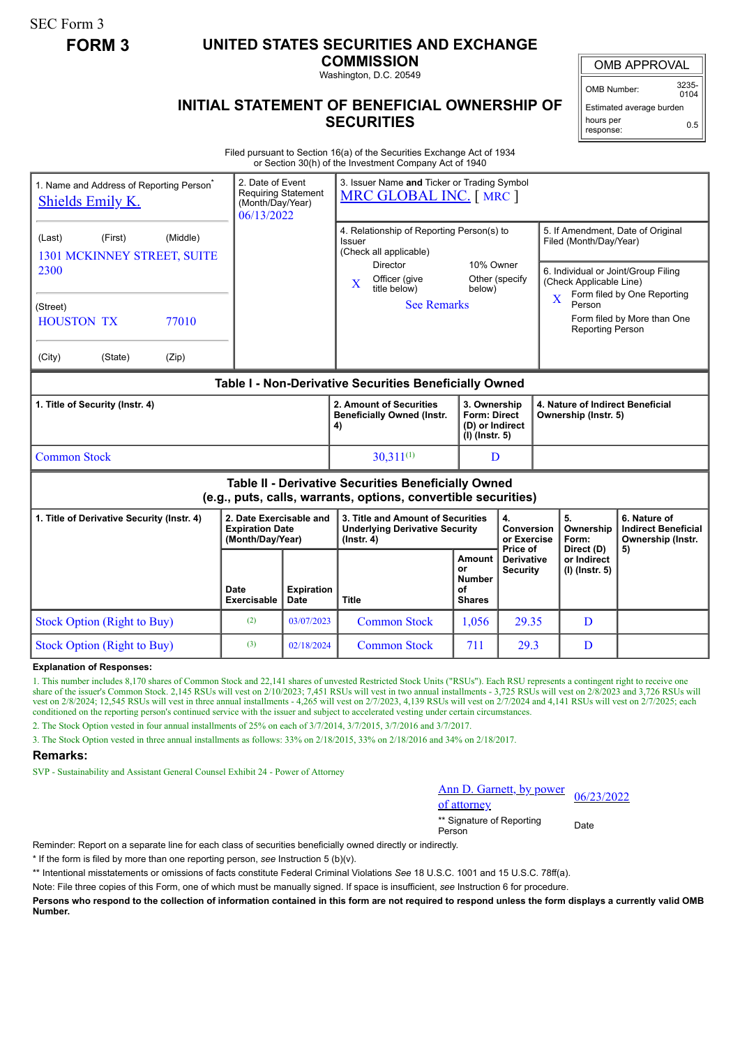SEC Form 3

**FORM 3**

# UNITED STATES SECURITIES AND EXCHANGE COMMISSION

Washington, D.C. 20549

## INITIAL STATEMENT OF BENEFICIAL OWNERSHIP OF SECURITIES

| OMB APPROVAL | |
|---|---|
| OMB Number: | 3235-0104 |
| Estimated average burden hours per response: | 0.5 |

Filed pursuant to Section 16(a) of the Securities Exchange Act of 1934 or Section 30(h) of the Investment Company Act of 1940

| 1. Name and Address of Reporting Person* | 2. Date of Event Requiring Statement (Month/Day/Year) | 3. Issuer Name and Ticker or Trading Symbol |
|---|---|---|
| Shields Emily K. | 06/13/2022 | MRC GLOBAL INC. [ MRC ] |
| (Last) (First) (Middle) 1301 MCKINNEY STREET, SUITE 2300 | | 4. Relationship of Reporting Person(s) to Issuer (Check all applicable): Director; 10% Owner; X Officer (give title below); Other (specify below) — See Remarks |
| (Street) HOUSTON TX 77010 | | 5. If Amendment, Date of Original Filed (Month/Day/Year) |
| (City) (State) (Zip) | | 6. Individual or Joint/Group Filing (Check Applicable Line): X Form filed by One Reporting Person; Form filed by More than One Reporting Person |

### Table I - Non-Derivative Securities Beneficially Owned

| 1. Title of Security (Instr. 4) | 2. Amount of Securities Beneficially Owned (Instr. 4) | 3. Ownership Form: Direct (D) or Indirect (I) (Instr. 5) | 4. Nature of Indirect Beneficial Ownership (Instr. 5) |
|---|---|---|---|
| Common Stock | 30,311[(1)] | D | |

### Table II - Derivative Securities Beneficially Owned (e.g., puts, calls, warrants, options, convertible securities)

| 1. Title of Derivative Security (Instr. 4) | 2. Date Exercisable and Expiration Date (Month/Day/Year) | | 3. Title and Amount of Securities Underlying Derivative Security (Instr. 4) | | 4. Conversion or Exercise Price of Derivative Security | 5. Ownership Form: Direct (D) or Indirect (I) (Instr. 5) | 6. Nature of Indirect Beneficial Ownership (Instr. 5) |
|---|---|---|---|---|---|---|---|
| | Date Exercisable | Expiration Date | Title | Amount or Number of Shares | | | |
| Stock Option (Right to Buy) | [(2)] | 03/07/2023 | Common Stock | 1,056 | 29.35 | D | |
| Stock Option (Right to Buy) | [(3)] | 02/18/2024 | Common Stock | 711 | 29.3 | D | |

**Explanation of Responses:**

1. This number includes 8,170 shares of Common Stock and 22,141 shares of unvested Restricted Stock Units ("RSUs"). Each RSU represents a contingent right to receive one share of the issuer's Common Stock. 2,145 RSUs will vest on 2/10/2023; 7,451 RSUs will vest in two annual installments - 3,725 RSUs will vest on 2/8/2023 and 3,726 RSUs will vest on 2/8/2024; 12,545 RSUs will vest in three annual installments - 4,265 will vest on 2/7/2023, 4,139 RSUs will vest on 2/7/2024 and 4,141 RSUs will vest on 2/7/2025; each conditioned on the reporting person's continued service with the issuer and subject to accelerated vesting under certain circumstances.

2. The Stock Option vested in four annual installments of 25% on each of 3/7/2014, 3/7/2015, 3/7/2016 and 3/7/2017.

3. The Stock Option vested in three annual installments as follows: 33% on 2/18/2015, 33% on 2/18/2016 and 34% on 2/18/2017.

**Remarks:**

SVP - Sustainability and Assistant General Counsel Exhibit 24 - Power of Attorney

| Ann D. Garnett, by power of attorney | 06/23/2022 |
|---|---|
| ** Signature of Reporting Person | Date |

Reminder: Report on a separate line for each class of securities beneficially owned directly or indirectly.

* If the form is filed by more than one reporting person, *see* Instruction 5 (b)(v).

** Intentional misstatements or omissions of facts constitute Federal Criminal Violations *See* 18 U.S.C. 1001 and 15 U.S.C. 78ff(a).

Note: File three copies of this Form, one of which must be manually signed. If space is insufficient, *see* Instruction 6 for procedure.

**Persons who respond to the collection of information contained in this form are not required to respond unless the form displays a currently valid OMB Number.**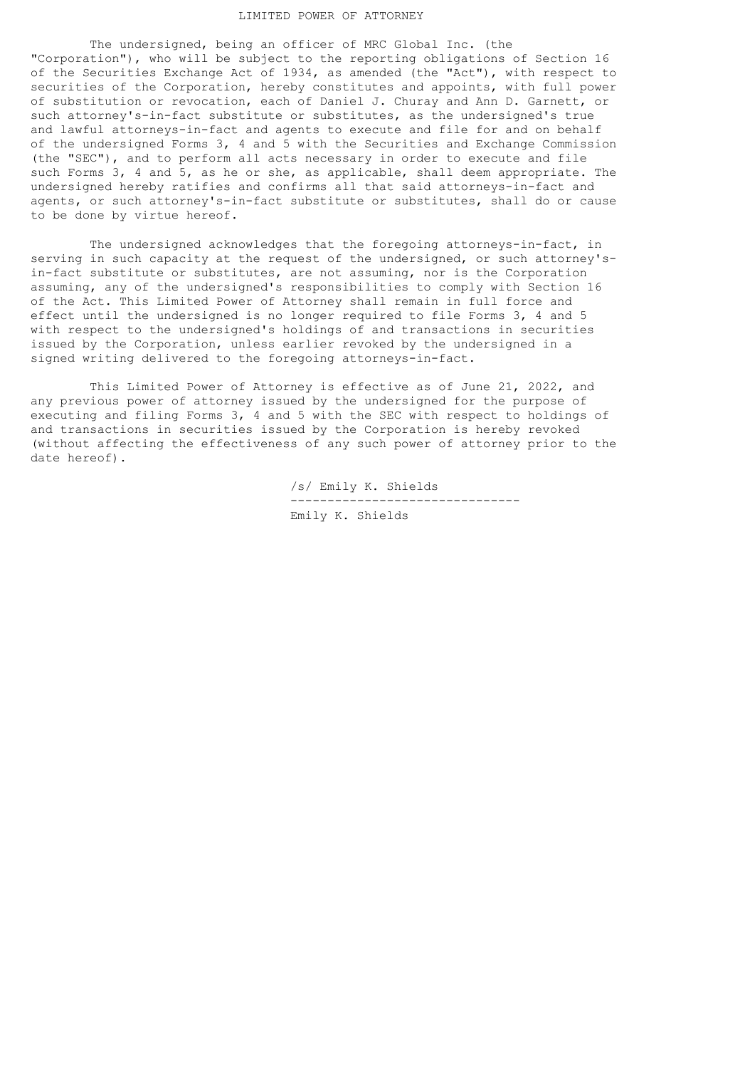# LIMITED POWER OF ATTORNEY

The undersigned, being an officer of MRC Global Inc. (the "Corporation"), who will be subject to the reporting obligations of Section 16 of the Securities Exchange Act of 1934, as amended (the "Act"), with respect to securities of the Corporation, hereby constitutes and appoints, with full power of substitution or revocation, each of Daniel J. Churay and Ann D. Garnett, or such attorney's-in-fact substitute or substitutes, as the undersigned's true and lawful attorneys-in-fact and agents to execute and file for and on behalf of the undersigned Forms 3, 4 and 5 with the Securities and Exchange Commission (the "SEC"), and to perform all acts necessary in order to execute and file such Forms 3, 4 and 5, as he or she, as applicable, shall deem appropriate. The undersigned hereby ratifies and confirms all that said attorneys-in-fact and agents, or such attorney's-in-fact substitute or substitutes, shall do or cause to be done by virtue hereof.

The undersigned acknowledges that the foregoing attorneys-in-fact, in serving in such capacity at the request of the undersigned, or such attorney's-in-fact substitute or substitutes, are not assuming, nor is the Corporation assuming, any of the undersigned's responsibilities to comply with Section 16 of the Act. This Limited Power of Attorney shall remain in full force and effect until the undersigned is no longer required to file Forms 3, 4 and 5 with respect to the undersigned's holdings of and transactions in securities issued by the Corporation, unless earlier revoked by the undersigned in a signed writing delivered to the foregoing attorneys-in-fact.

This Limited Power of Attorney is effective as of June 21, 2022, and any previous power of attorney issued by the undersigned for the purpose of executing and filing Forms 3, 4 and 5 with the SEC with respect to holdings of and transactions in securities issued by the Corporation is hereby revoked (without affecting the effectiveness of any such power of attorney prior to the date hereof).

/s/ Emily K. Shields

-------------------------------

Emily K. Shields